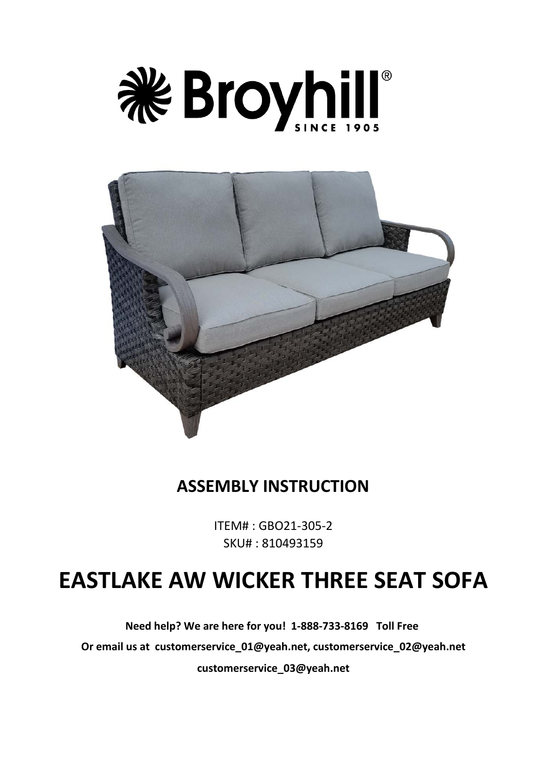# Broyhill® SINCE 1905

## ASSEMBLY INSTRUCTION

ITEM# : GBO21-305-2
SKU# : 810493159

# EASTLAKE AW WICKER THREE SEAT SOFA

**Need help? We are here for you! 1-888-733-8169 Toll Free**

**Or email us at customerservice_01@yeah.net, customerservice_02@yeah.net**

**customerservice_03@yeah.net**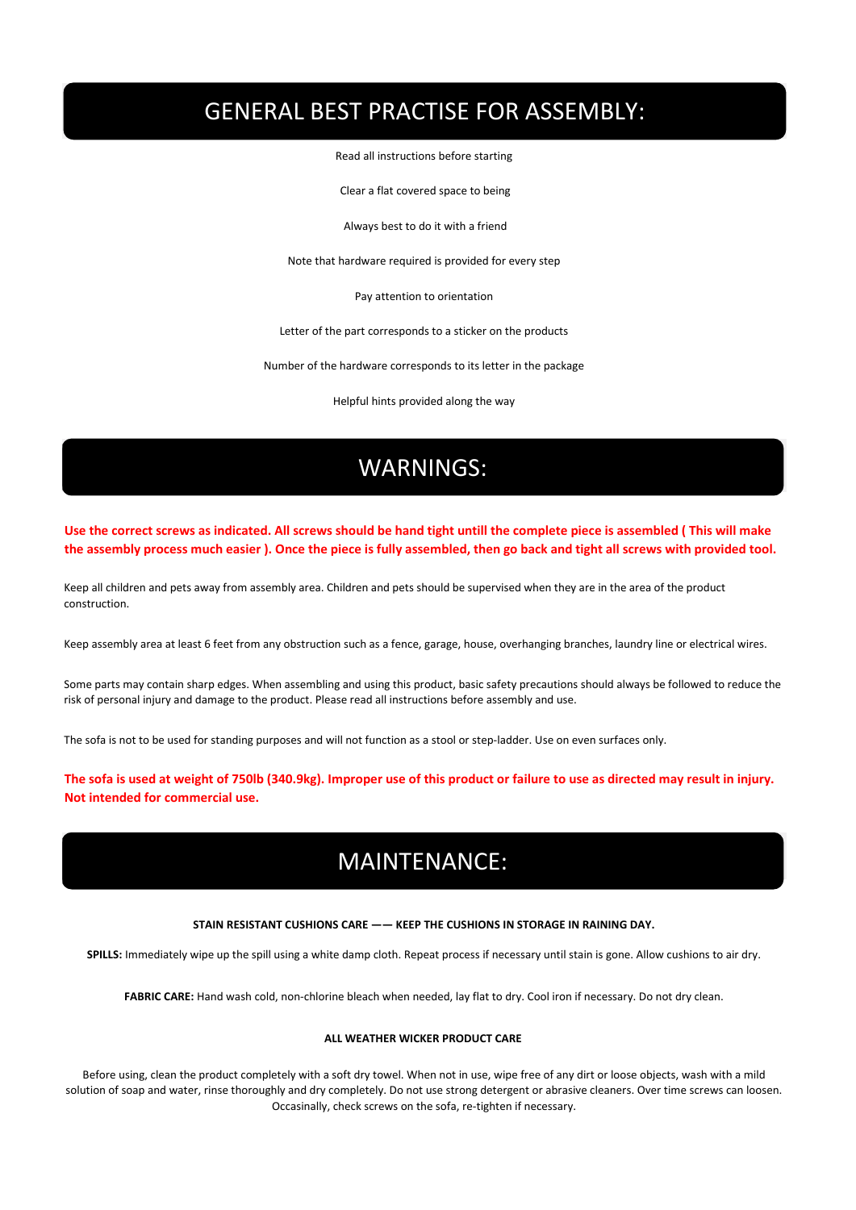# GENERAL BEST PRACTISE FOR ASSEMBLY:

Read all instructions before starting

Clear a flat covered space to being

Always best to do it with a friend

Note that hardware required is provided for every step

Pay attention to orientation

Letter of the part corresponds to a sticker on the products

Number of the hardware corresponds to its letter in the package

Helpful hints provided along the way

# WARNINGS:

**Use the correct screws as indicated. All screws should be hand tight untill the complete piece is assembled ( This will make the assembly process much easier ). Once the piece is fully assembled, then go back and tight all screws with provided tool.**

Keep all children and pets away from assembly area. Children and pets should be supervised when they are in the area of the product construction.

Keep assembly area at least 6 feet from any obstruction such as a fence, garage, house, overhanging branches, laundry line or electrical wires.

Some parts may contain sharp edges. When assembling and using this product, basic safety precautions should always be followed to reduce the risk of personal injury and damage to the product. Please read all instructions before assembly and use.

The sofa is not to be used for standing purposes and will not function as a stool or step-ladder. Use on even surfaces only.

**The sofa is used at weight of 750lb (340.9kg). Improper use of this product or failure to use as directed may result in injury. Not intended for commercial use.**

# MAINTENANCE:

**STAIN RESISTANT CUSHIONS CARE —— KEEP THE CUSHIONS IN STORAGE IN RAINING DAY.**

**SPILLS:** Immediately wipe up the spill using a white damp cloth. Repeat process if necessary until stain is gone. Allow cushions to air dry.

**FABRIC CARE:** Hand wash cold, non-chlorine bleach when needed, lay flat to dry. Cool iron if necessary. Do not dry clean.

**ALL WEATHER WICKER PRODUCT CARE**

Before using, clean the product completely with a soft dry towel. When not in use, wipe free of any dirt or loose objects, wash with a mild solution of soap and water, rinse thoroughly and dry completely. Do not use strong detergent or abrasive cleaners. Over time screws can loosen. Occasinally, check screws on the sofa, re-tighten if necessary.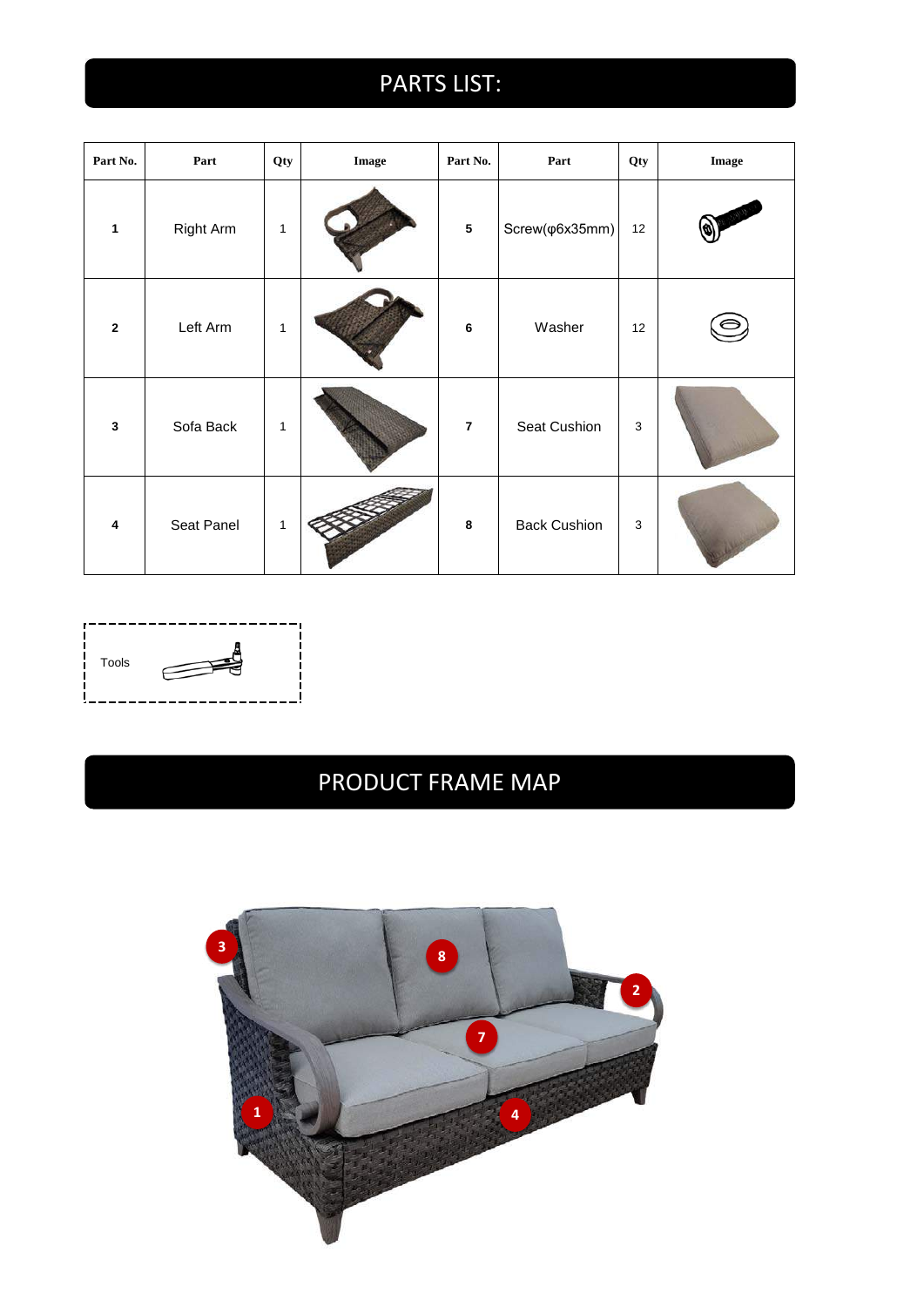## PARTS LIST:

| Part No. | Part | Qty | Image | Part No. | Part | Qty | Image |
|---|---|---|---|---|---|---|---|
| 1 | Right Arm | 1 | | 5 | Screw(φ6x35mm) | 12 | |
| 2 | Left Arm | 1 | | 6 | Washer | 12 | |
| 3 | Sofa Back | 1 | | 7 | Seat Cushion | 3 | |
| 4 | Seat Panel | 1 | | 8 | Back Cushion | 3 | |

Tools

## PRODUCT FRAME MAP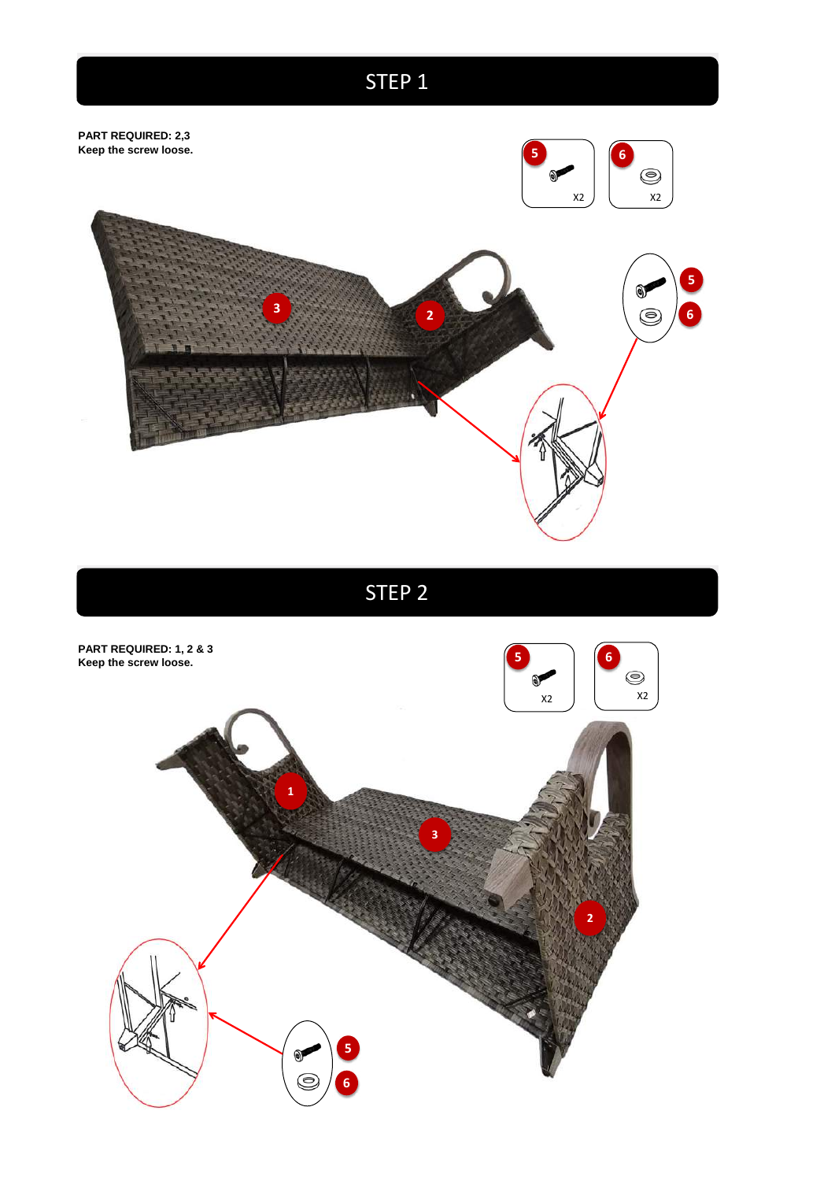# STEP 1

**PART REQUIRED: 2,3**
**Keep the screw loose.**

5 X2

6 X2

# STEP 2

**PART REQUIRED: 1, 2 & 3**
**Keep the screw loose.**

5 X2

6 X2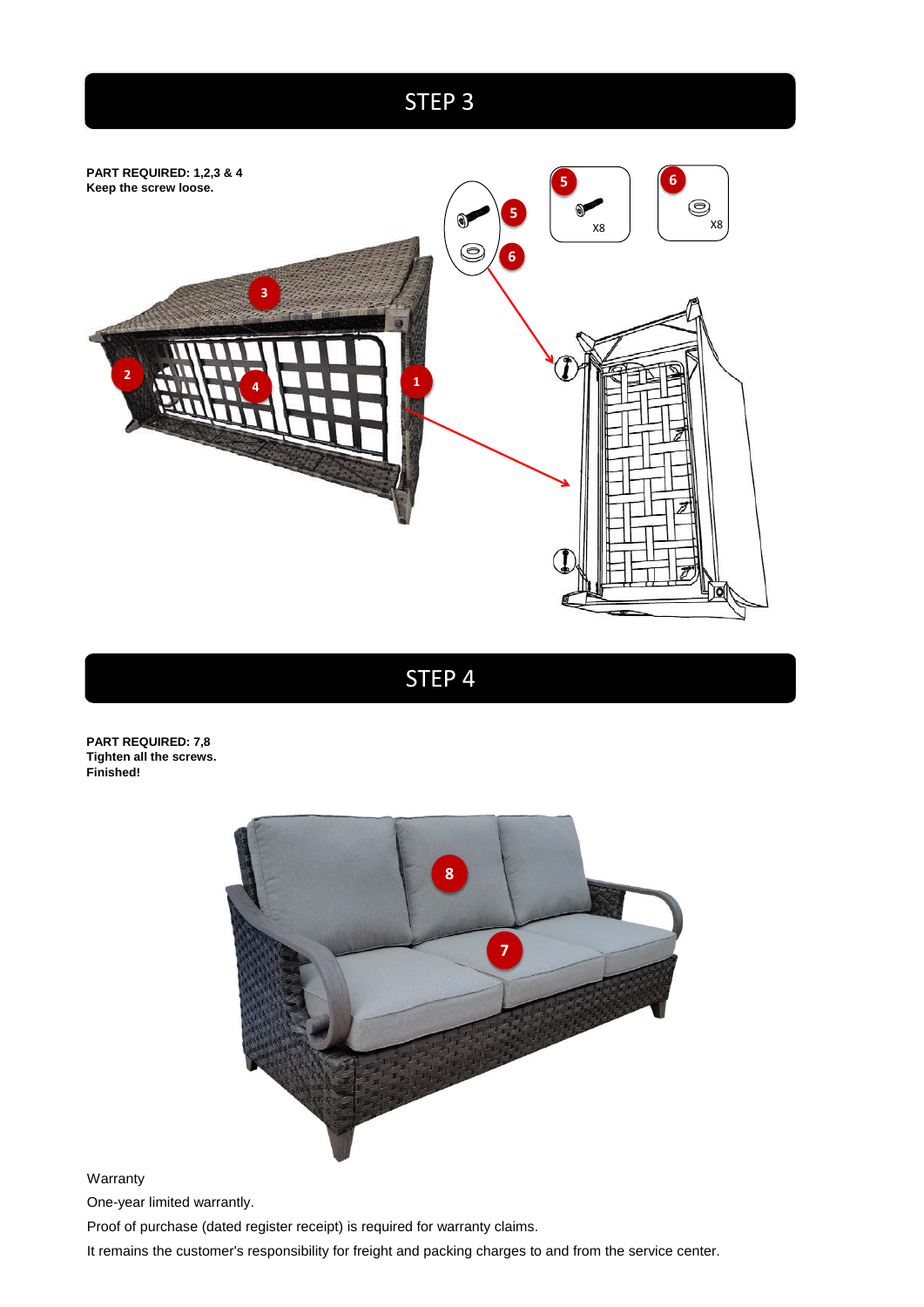## STEP 3

**PART REQUIRED: 1,2,3 & 4**
**Keep the screw loose.**

5 X8

6 X8

## STEP 4

**PART REQUIRED: 7,8**
**Tighten all the screws.**
**Finished!**

Warranty

One-year limited warrantly.

Proof of purchase (dated register receipt) is required for warranty claims.

It remains the customer's responsibility for freight and packing charges to and from the service center.